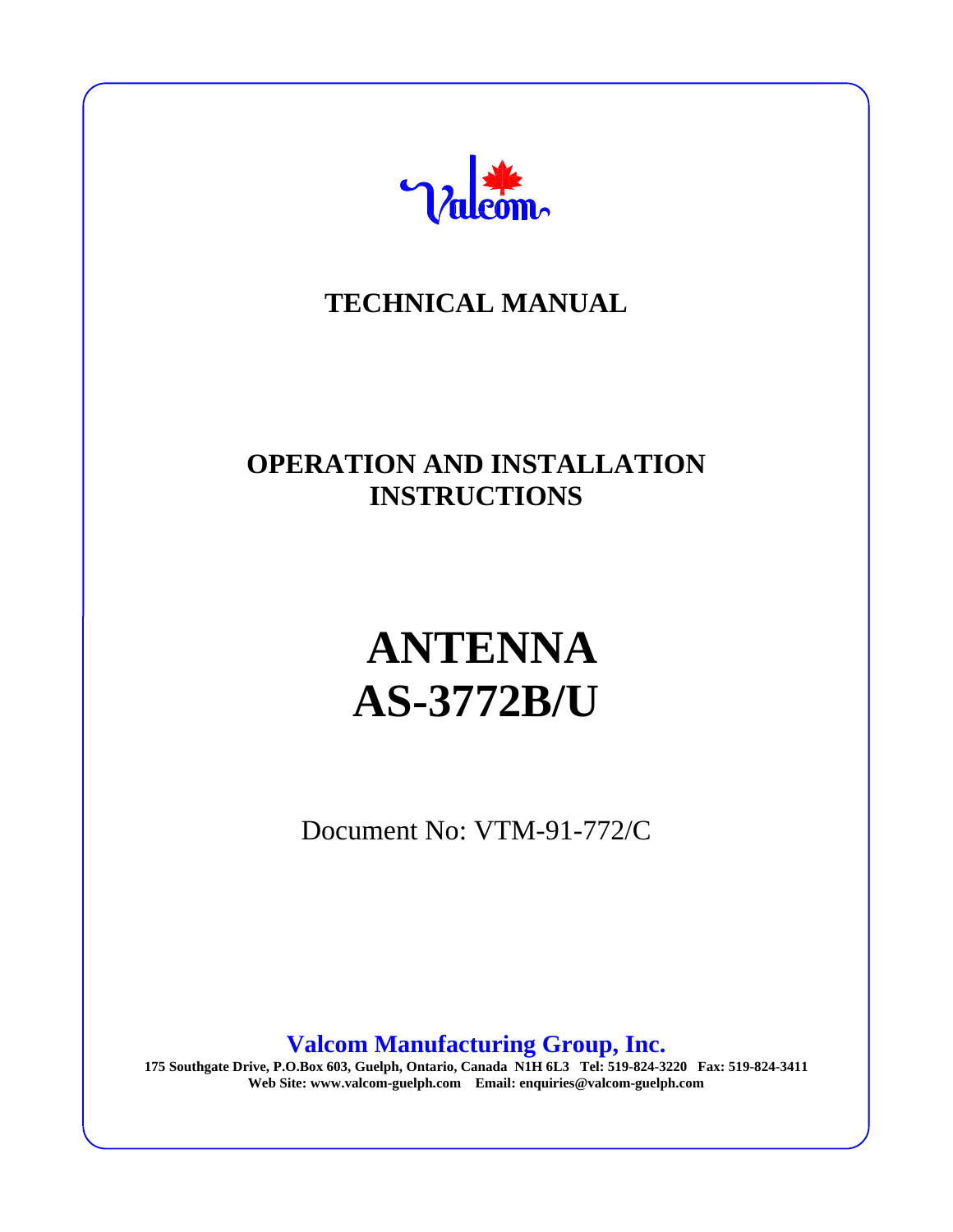Valcom

# TECHNICAL MANUAL

## OPERATION AND INSTALLATION INSTRUCTIONS

# ANTENNA AS-3772B/U

Document No: VTM-91-772/C

**Valcom Manufacturing Group, Inc.**

**175 Southgate Drive, P.O.Box 603, Guelph, Ontario, Canada N1H 6L3 Tel: 519-824-3220 Fax: 519-824-3411**
**Web Site: www.valcom-guelph.com Email: enquiries@valcom-guelph.com**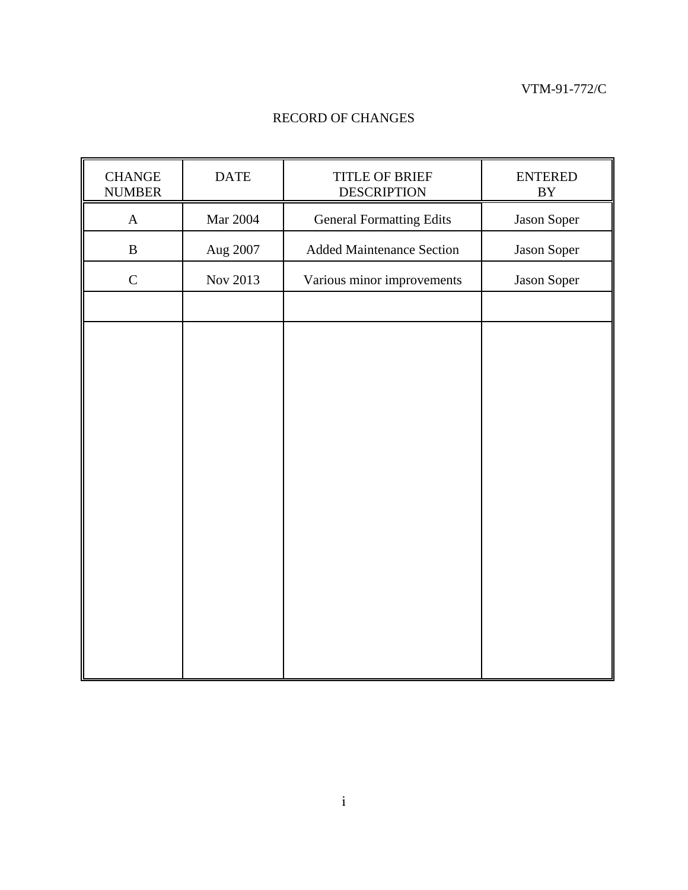# RECORD OF CHANGES

| CHANGE NUMBER | DATE | TITLE OF BRIEF DESCRIPTION | ENTERED BY |
|---|---|---|---|
| A | Mar 2004 | General Formatting Edits | Jason Soper |
| B | Aug 2007 | Added Maintenance Section | Jason Soper |
| C | Nov 2013 | Various minor improvements | Jason Soper |
| | | | |
| | | | |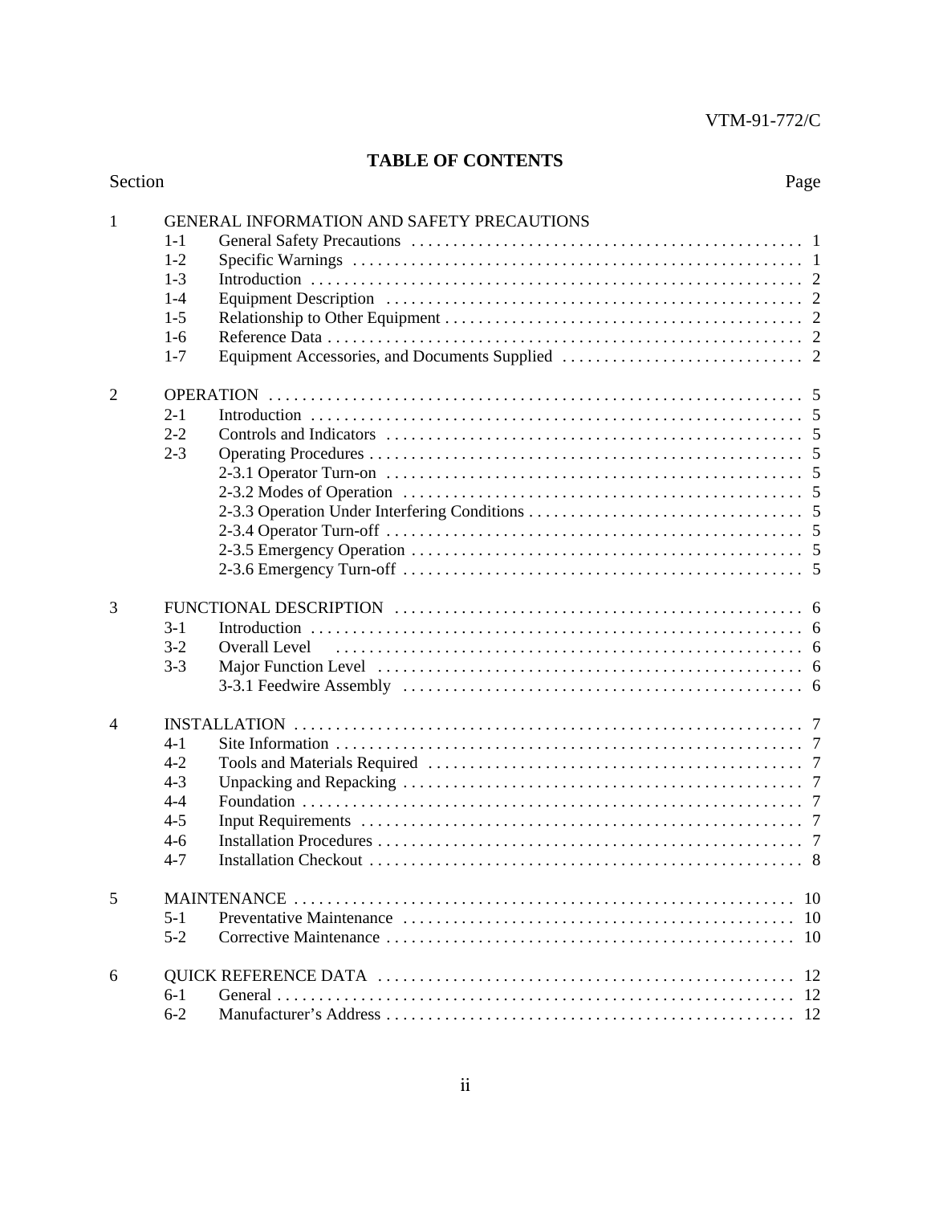## TABLE OF CONTENTS

| Section | | | Page |
|---|---|---|---|
| 1 | | GENERAL INFORMATION AND SAFETY PRECAUTIONS | |
| | 1-1 | General Safety Precautions | 1 |
| | 1-2 | Specific Warnings | 1 |
| | 1-3 | Introduction | 2 |
| | 1-4 | Equipment Description | 2 |
| | 1-5 | Relationship to Other Equipment | 2 |
| | 1-6 | Reference Data | 2 |
| | 1-7 | Equipment Accessories, and Documents Supplied | 2 |
| 2 | | OPERATION | 5 |
| | 2-1 | Introduction | 5 |
| | 2-2 | Controls and Indicators | 5 |
| | 2-3 | Operating Procedures | 5 |
| | | 2-3.1 Operator Turn-on | 5 |
| | | 2-3.2 Modes of Operation | 5 |
| | | 2-3.3 Operation Under Interfering Conditions | 5 |
| | | 2-3.4 Operator Turn-off | 5 |
| | | 2-3.5 Emergency Operation | 5 |
| | | 2-3.6 Emergency Turn-off | 5 |
| 3 | | FUNCTIONAL DESCRIPTION | 6 |
| | 3-1 | Introduction | 6 |
| | 3-2 | Overall Level | 6 |
| | 3-3 | Major Function Level | 6 |
| | | 3-3.1 Feedwire Assembly | 6 |
| 4 | | INSTALLATION | 7 |
| | 4-1 | Site Information | 7 |
| | 4-2 | Tools and Materials Required | 7 |
| | 4-3 | Unpacking and Repacking | 7 |
| | 4-4 | Foundation | 7 |
| | 4-5 | Input Requirements | 7 |
| | 4-6 | Installation Procedures | 7 |
| | 4-7 | Installation Checkout | 8 |
| 5 | | MAINTENANCE | 10 |
| | 5-1 | Preventative Maintenance | 10 |
| | 5-2 | Corrective Maintenance | 10 |
| 6 | | QUICK REFERENCE DATA | 12 |
| | 6-1 | General | 12 |
| | 6-2 | Manufacturer's Address | 12 |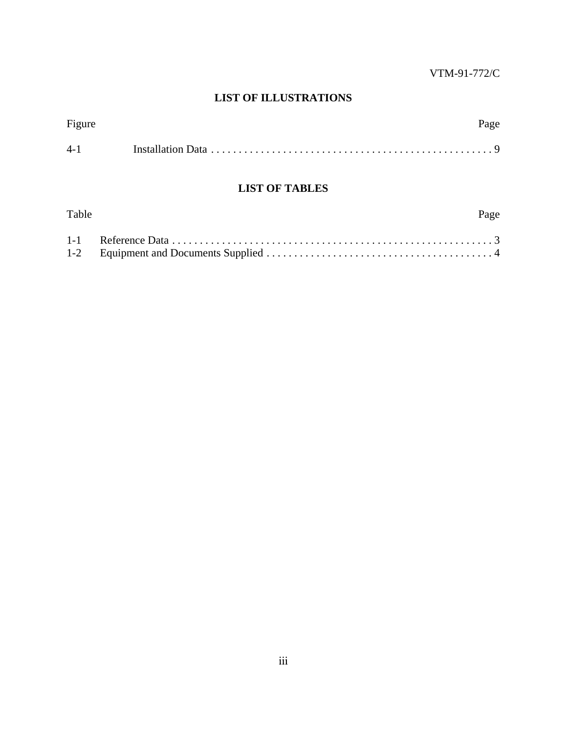## LIST OF ILLUSTRATIONS

| Figure | | Page |
|---|---|---|
| 4-1 | Installation Data | 9 |

## LIST OF TABLES

| Table | | Page |
|---|---|---|
| 1-1 | Reference Data | 3 |
| 1-2 | Equipment and Documents Supplied | 4 |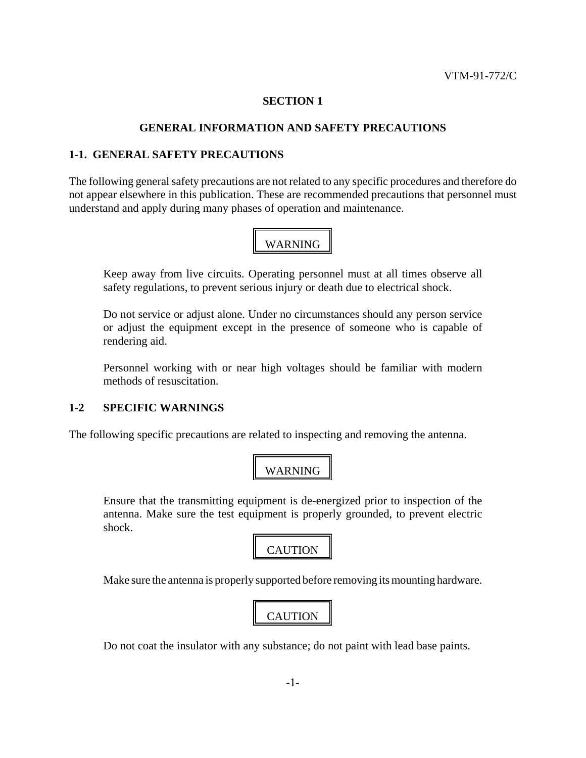# SECTION 1

## GENERAL INFORMATION AND SAFETY PRECAUTIONS

### 1-1. GENERAL SAFETY PRECAUTIONS

The following general safety precautions are not related to any specific procedures and therefore do not appear elsewhere in this publication. These are recommended precautions that personnel must understand and apply during many phases of operation and maintenance.

**WARNING**

Keep away from live circuits. Operating personnel must at all times observe all safety regulations, to prevent serious injury or death due to electrical shock.

Do not service or adjust alone. Under no circumstances should any person service or adjust the equipment except in the presence of someone who is capable of rendering aid.

Personnel working with or near high voltages should be familiar with modern methods of resuscitation.

### 1-2 SPECIFIC WARNINGS

The following specific precautions are related to inspecting and removing the antenna.

**WARNING**

Ensure that the transmitting equipment is de-energized prior to inspection of the antenna. Make sure the test equipment is properly grounded, to prevent electric shock.

**CAUTION**

Make sure the antenna is properly supported before removing its mounting hardware.

**CAUTION**

Do not coat the insulator with any substance; do not paint with lead base paints.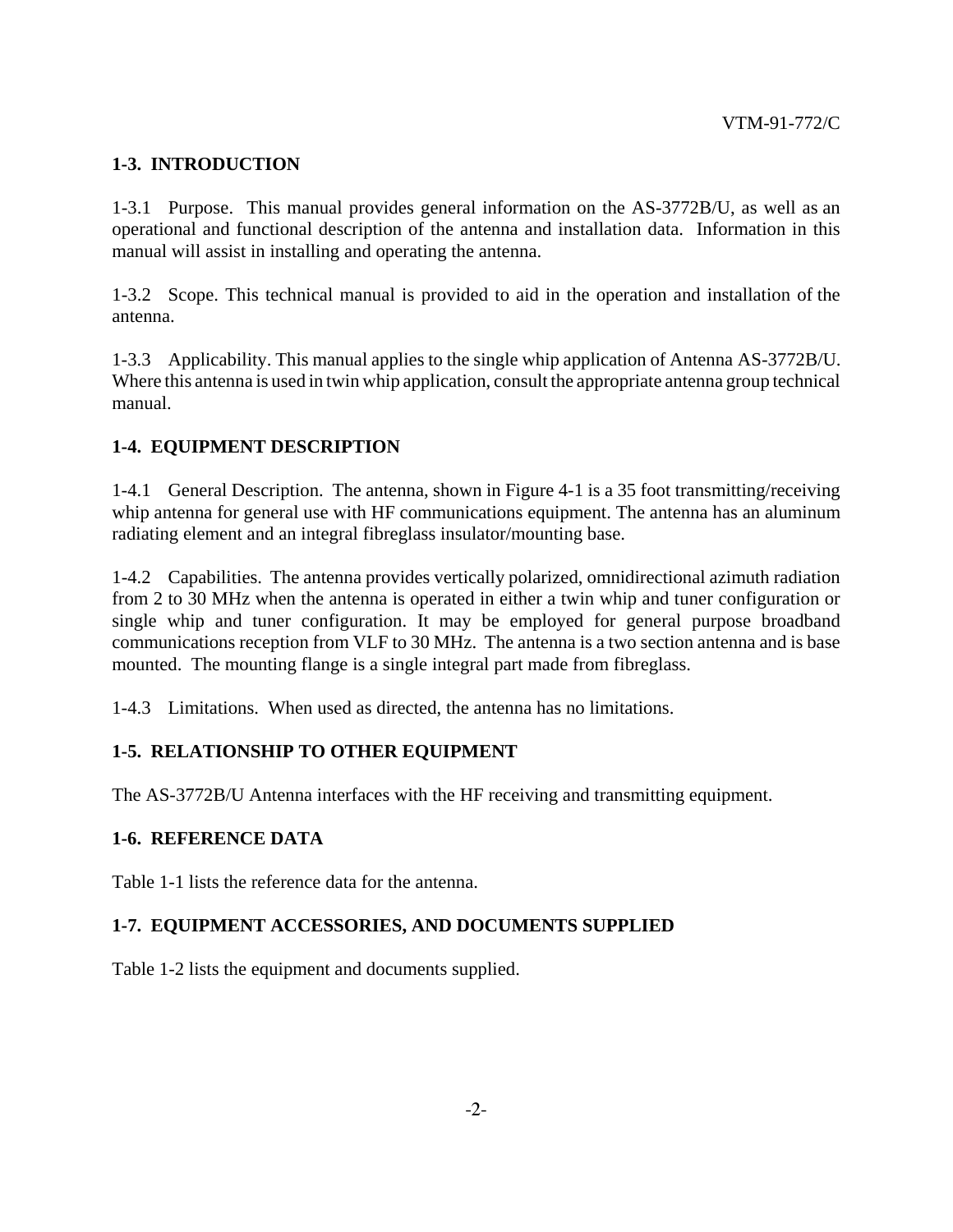## 1-3. INTRODUCTION

1-3.1 Purpose. This manual provides general information on the AS-3772B/U, as well as an operational and functional description of the antenna and installation data. Information in this manual will assist in installing and operating the antenna.

1-3.2 Scope. This technical manual is provided to aid in the operation and installation of the antenna.

1-3.3 Applicability. This manual applies to the single whip application of Antenna AS-3772B/U. Where this antenna is used in twin whip application, consult the appropriate antenna group technical manual.

## 1-4. EQUIPMENT DESCRIPTION

1-4.1 General Description. The antenna, shown in Figure 4-1 is a 35 foot transmitting/receiving whip antenna for general use with HF communications equipment. The antenna has an aluminum radiating element and an integral fibreglass insulator/mounting base.

1-4.2 Capabilities. The antenna provides vertically polarized, omnidirectional azimuth radiation from 2 to 30 MHz when the antenna is operated in either a twin whip and tuner configuration or single whip and tuner configuration. It may be employed for general purpose broadband communications reception from VLF to 30 MHz. The antenna is a two section antenna and is base mounted. The mounting flange is a single integral part made from fibreglass.

1-4.3 Limitations. When used as directed, the antenna has no limitations.

## 1-5. RELATIONSHIP TO OTHER EQUIPMENT

The AS-3772B/U Antenna interfaces with the HF receiving and transmitting equipment.

## 1-6. REFERENCE DATA

Table 1-1 lists the reference data for the antenna.

## 1-7. EQUIPMENT ACCESSORIES, AND DOCUMENTS SUPPLIED

Table 1-2 lists the equipment and documents supplied.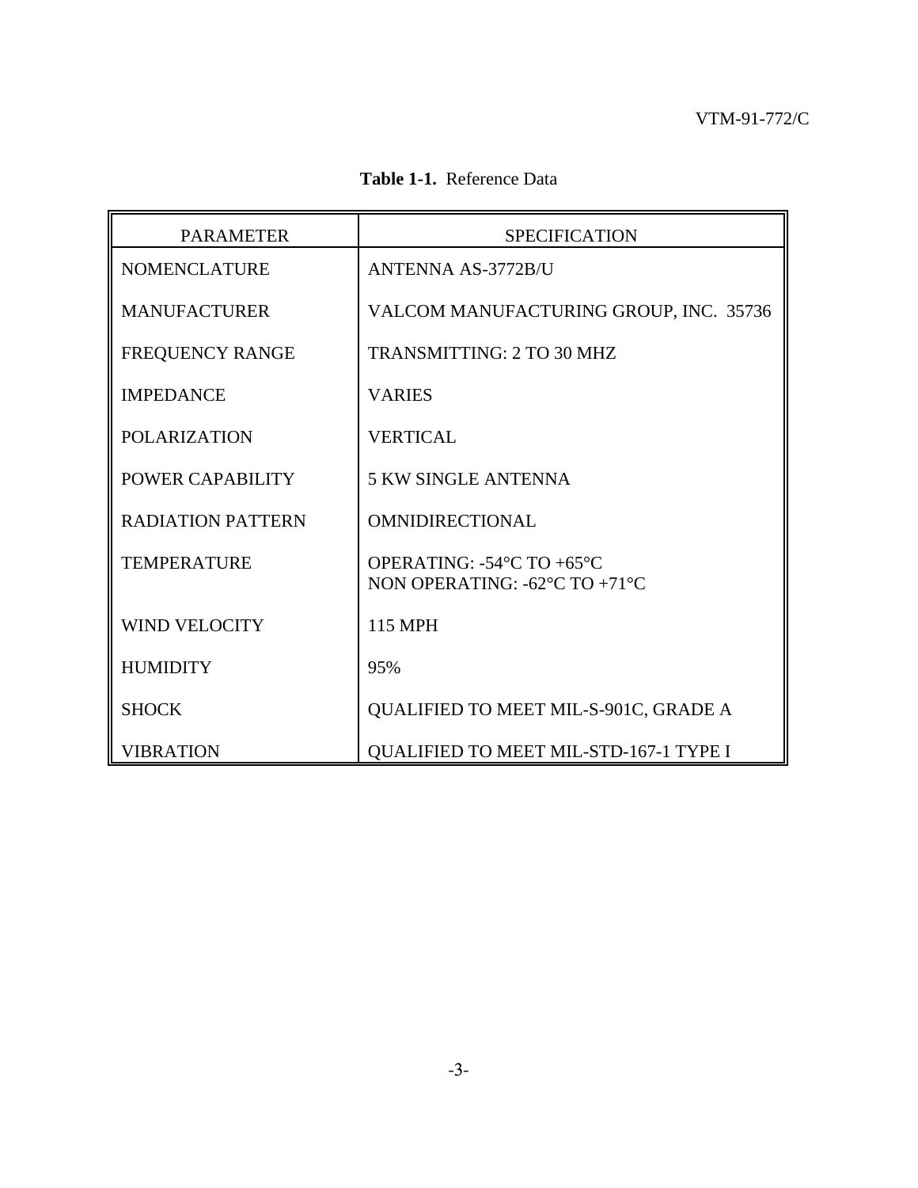**Table 1-1.** Reference Data

| PARAMETER | SPECIFICATION |
|---|---|
| NOMENCLATURE | ANTENNA AS-3772B/U |
| MANUFACTURER | VALCOM MANUFACTURING GROUP, INC. 35736 |
| FREQUENCY RANGE | TRANSMITTING: 2 TO 30 MHZ |
| IMPEDANCE | VARIES |
| POLARIZATION | VERTICAL |
| POWER CAPABILITY | 5 KW SINGLE ANTENNA |
| RADIATION PATTERN | OMNIDIRECTIONAL |
| TEMPERATURE | OPERATING: -54°C TO +65°C<br>NON OPERATING: -62°C TO +71°C |
| WIND VELOCITY | 115 MPH |
| HUMIDITY | 95% |
| SHOCK | QUALIFIED TO MEET MIL-S-901C, GRADE A |
| VIBRATION | QUALIFIED TO MEET MIL-STD-167-1 TYPE I |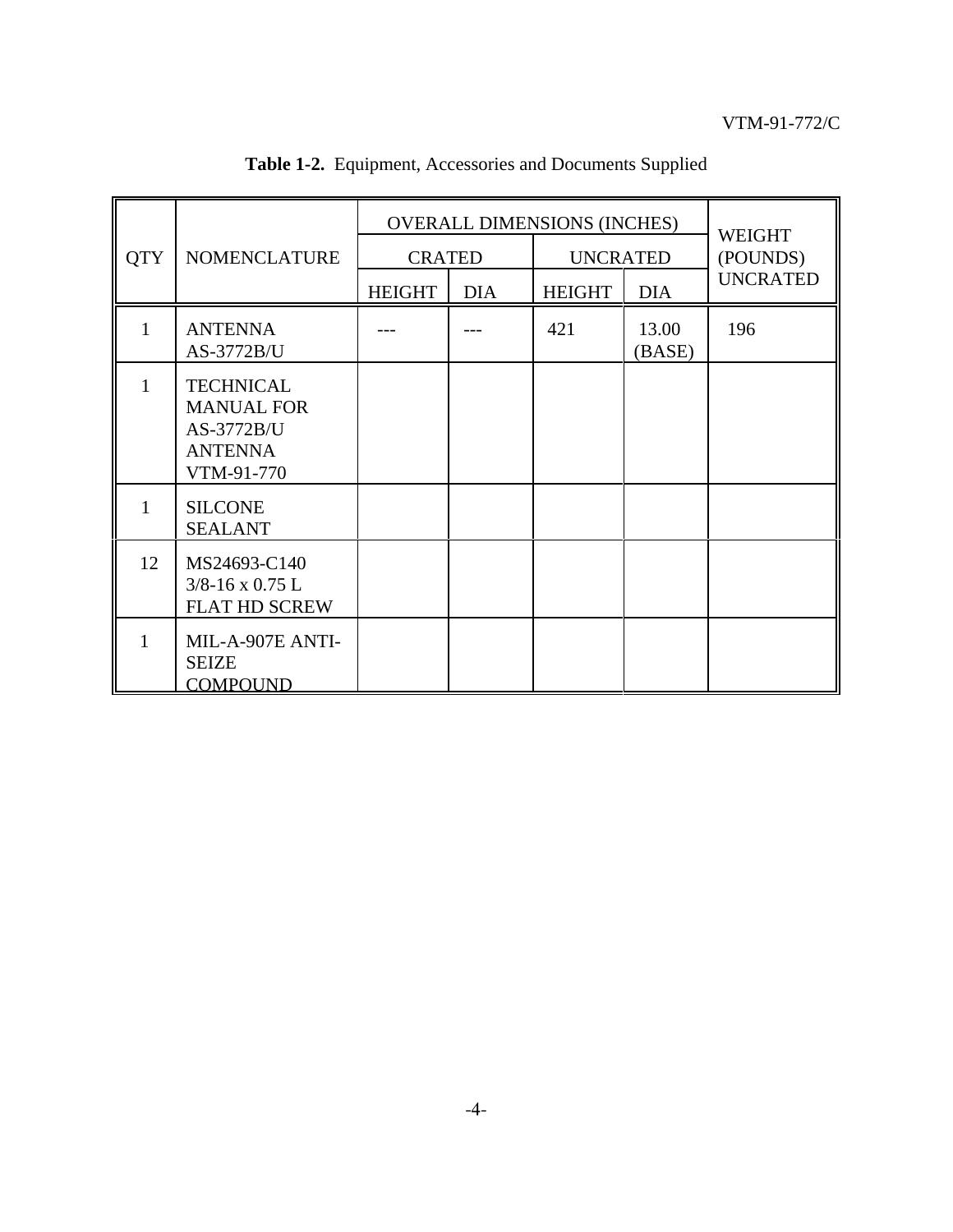**Table 1-2.** Equipment, Accessories and Documents Supplied

| QTY | NOMENCLATURE | OVERALL DIMENSIONS (INCHES) | | | | WEIGHT (POUNDS) UNCRATED |
|---|---|---|---|---|---|---|
| | | CRATED | | UNCRATED | | |
| | | HEIGHT | DIA | HEIGHT | DIA | |
| 1 | ANTENNA AS-3772B/U | --- | --- | 421 | 13.00 (BASE) | 196 |
| 1 | TECHNICAL MANUAL FOR AS-3772B/U ANTENNA VTM-91-770 | | | | | |
| 1 | SILCONE SEALANT | | | | | |
| 12 | MS24693-C140 3/8-16 x 0.75 L FLAT HD SCREW | | | | | |
| 1 | MIL-A-907E ANTI-SEIZE COMPOUND | | | | | |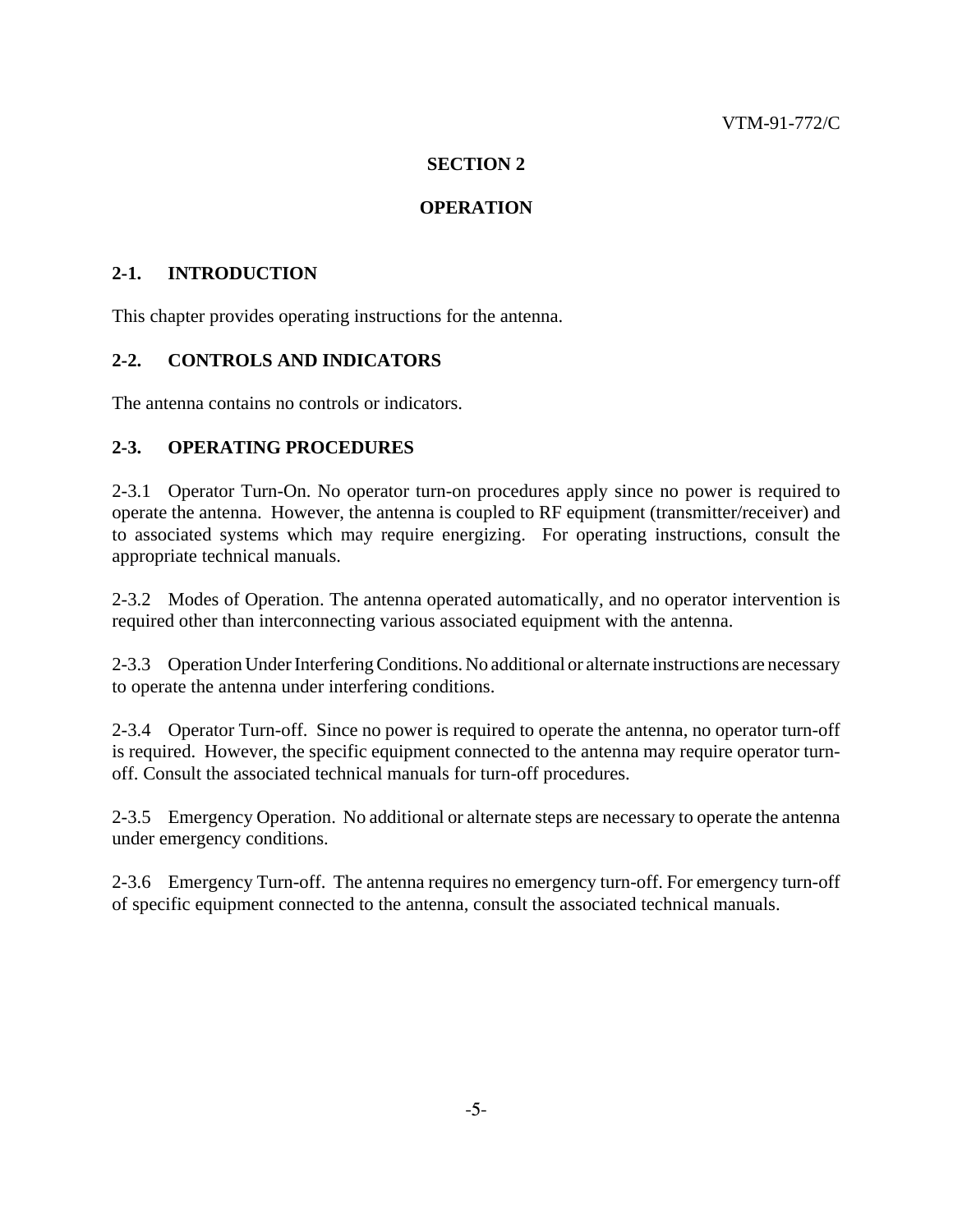# SECTION 2

# OPERATION

## 2-1. INTRODUCTION

This chapter provides operating instructions for the antenna.

## 2-2. CONTROLS AND INDICATORS

The antenna contains no controls or indicators.

## 2-3. OPERATING PROCEDURES

2-3.1 Operator Turn-On. No operator turn-on procedures apply since no power is required to operate the antenna. However, the antenna is coupled to RF equipment (transmitter/receiver) and to associated systems which may require energizing. For operating instructions, consult the appropriate technical manuals.

2-3.2 Modes of Operation. The antenna operated automatically, and no operator intervention is required other than interconnecting various associated equipment with the antenna.

2-3.3 Operation Under Interfering Conditions. No additional or alternate instructions are necessary to operate the antenna under interfering conditions.

2-3.4 Operator Turn-off. Since no power is required to operate the antenna, no operator turn-off is required. However, the specific equipment connected to the antenna may require operator turn-off. Consult the associated technical manuals for turn-off procedures.

2-3.5 Emergency Operation. No additional or alternate steps are necessary to operate the antenna under emergency conditions.

2-3.6 Emergency Turn-off. The antenna requires no emergency turn-off. For emergency turn-off of specific equipment connected to the antenna, consult the associated technical manuals.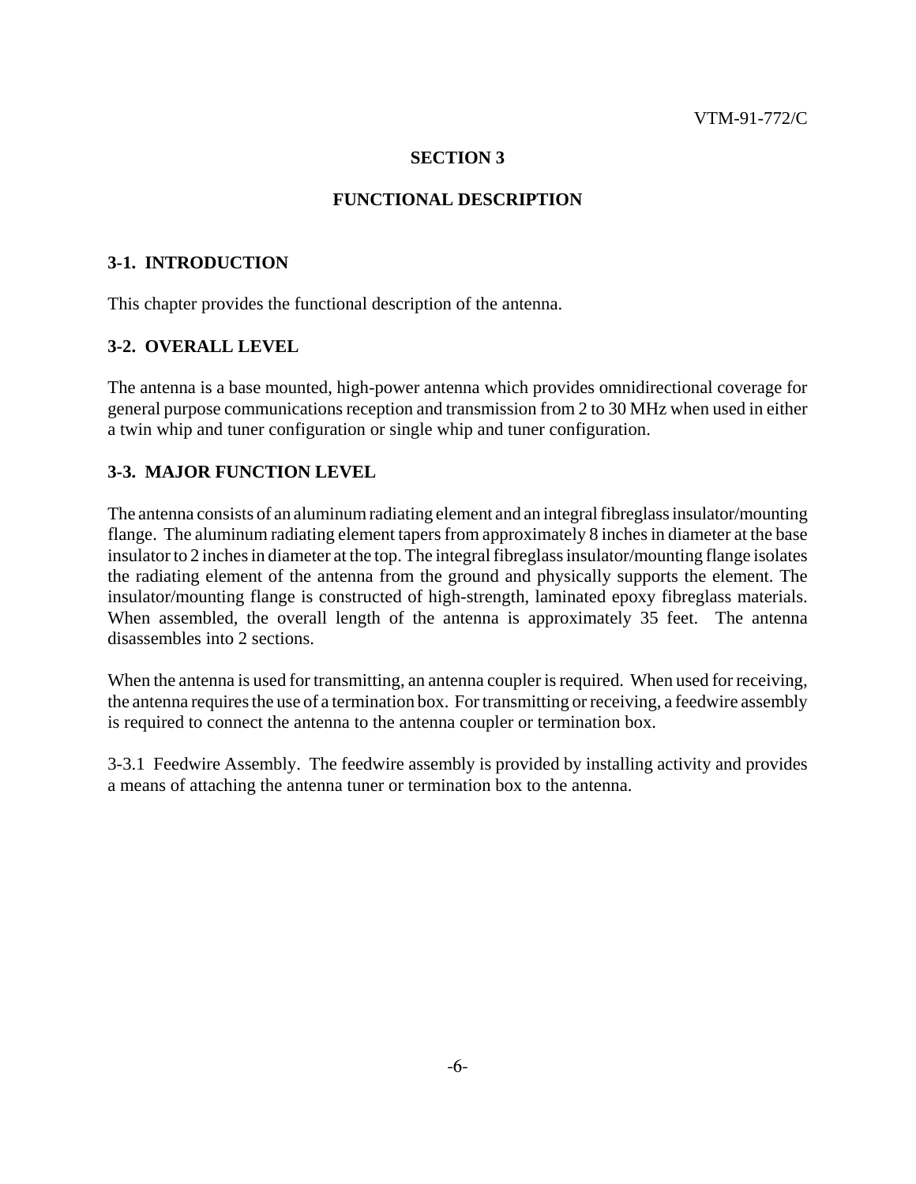# SECTION 3

# FUNCTIONAL DESCRIPTION

## 3-1. INTRODUCTION

This chapter provides the functional description of the antenna.

## 3-2. OVERALL LEVEL

The antenna is a base mounted, high-power antenna which provides omnidirectional coverage for general purpose communications reception and transmission from 2 to 30 MHz when used in either a twin whip and tuner configuration or single whip and tuner configuration.

## 3-3. MAJOR FUNCTION LEVEL

The antenna consists of an aluminum radiating element and an integral fibreglass insulator/mounting flange. The aluminum radiating element tapers from approximately 8 inches in diameter at the base insulator to 2 inches in diameter at the top. The integral fibreglass insulator/mounting flange isolates the radiating element of the antenna from the ground and physically supports the element. The insulator/mounting flange is constructed of high-strength, laminated epoxy fibreglass materials. When assembled, the overall length of the antenna is approximately 35 feet. The antenna disassembles into 2 sections.

When the antenna is used for transmitting, an antenna coupler is required. When used for receiving, the antenna requires the use of a termination box. For transmitting or receiving, a feedwire assembly is required to connect the antenna to the antenna coupler or termination box.

3-3.1 Feedwire Assembly. The feedwire assembly is provided by installing activity and provides a means of attaching the antenna tuner or termination box to the antenna.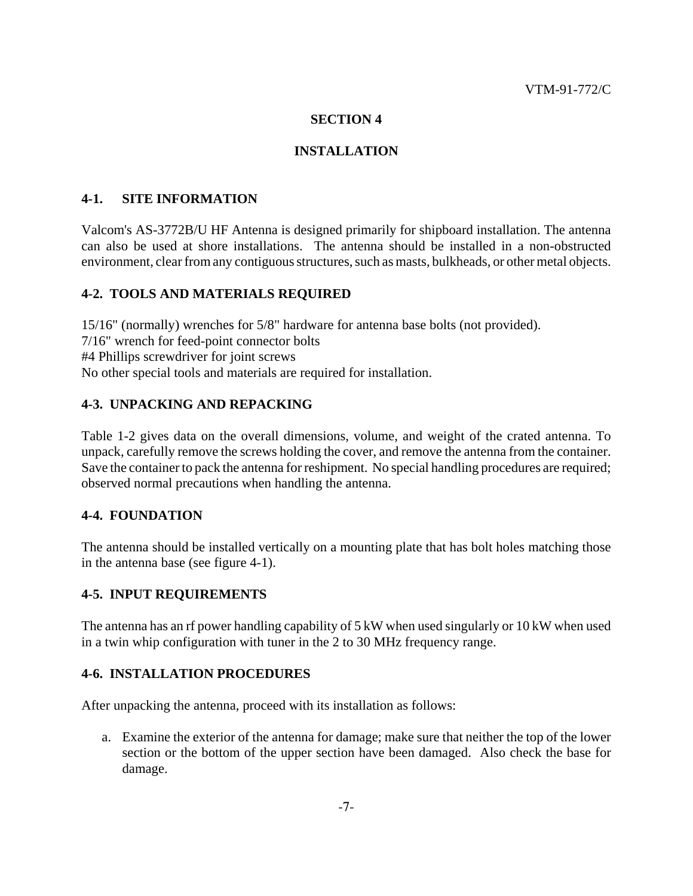## SECTION 4

## INSTALLATION

### 4-1. SITE INFORMATION

Valcom's AS-3772B/U HF Antenna is designed primarily for shipboard installation. The antenna can also be used at shore installations. The antenna should be installed in a non-obstructed environment, clear from any contiguous structures, such as masts, bulkheads, or other metal objects.

### 4-2. TOOLS AND MATERIALS REQUIRED

15/16" (normally) wrenches for 5/8" hardware for antenna base bolts (not provided).
7/16" wrench for feed-point connector bolts
#4 Phillips screwdriver for joint screws
No other special tools and materials are required for installation.

### 4-3. UNPACKING AND REPACKING

Table 1-2 gives data on the overall dimensions, volume, and weight of the crated antenna. To unpack, carefully remove the screws holding the cover, and remove the antenna from the container. Save the container to pack the antenna for reshipment. No special handling procedures are required; observed normal precautions when handling the antenna.

### 4-4. FOUNDATION

The antenna should be installed vertically on a mounting plate that has bolt holes matching those in the antenna base (see figure 4-1).

### 4-5. INPUT REQUIREMENTS

The antenna has an rf power handling capability of 5 kW when used singularly or 10 kW when used in a twin whip configuration with tuner in the 2 to 30 MHz frequency range.

### 4-6. INSTALLATION PROCEDURES

After unpacking the antenna, proceed with its installation as follows:

a. Examine the exterior of the antenna for damage; make sure that neither the top of the lower section or the bottom of the upper section have been damaged. Also check the base for damage.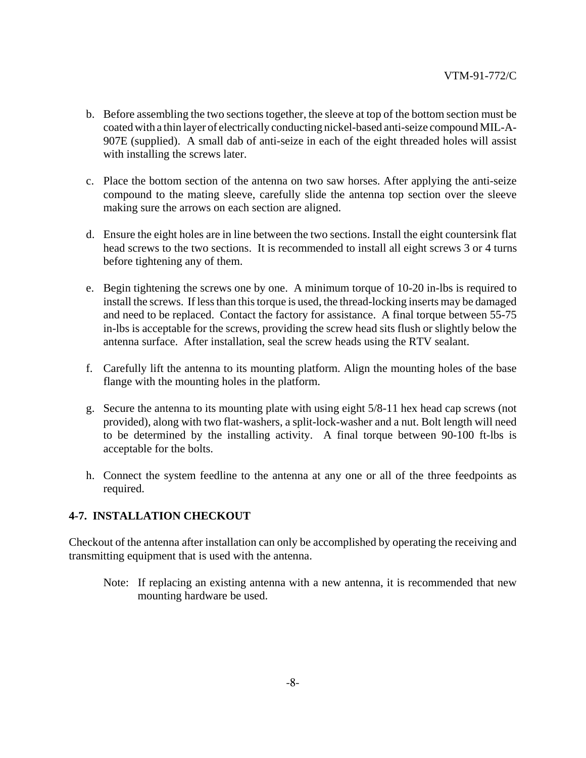b. Before assembling the two sections together, the sleeve at top of the bottom section must be coated with a thin layer of electrically conducting nickel-based anti-seize compound MIL-A-907E (supplied). A small dab of anti-seize in each of the eight threaded holes will assist with installing the screws later.

c. Place the bottom section of the antenna on two saw horses. After applying the anti-seize compound to the mating sleeve, carefully slide the antenna top section over the sleeve making sure the arrows on each section are aligned.

d. Ensure the eight holes are in line between the two sections. Install the eight countersink flat head screws to the two sections. It is recommended to install all eight screws 3 or 4 turns before tightening any of them.

e. Begin tightening the screws one by one. A minimum torque of 10-20 in-lbs is required to install the screws. If less than this torque is used, the thread-locking inserts may be damaged and need to be replaced. Contact the factory for assistance. A final torque between 55-75 in-lbs is acceptable for the screws, providing the screw head sits flush or slightly below the antenna surface. After installation, seal the screw heads using the RTV sealant.

f. Carefully lift the antenna to its mounting platform. Align the mounting holes of the base flange with the mounting holes in the platform.

g. Secure the antenna to its mounting plate with using eight 5/8-11 hex head cap screws (not provided), along with two flat-washers, a split-lock-washer and a nut. Bolt length will need to be determined by the installing activity. A final torque between 90-100 ft-lbs is acceptable for the bolts.

h. Connect the system feedline to the antenna at any one or all of the three feedpoints as required.

## 4-7. INSTALLATION CHECKOUT

Checkout of the antenna after installation can only be accomplished by operating the receiving and transmitting equipment that is used with the antenna.

> Note: If replacing an existing antenna with a new antenna, it is recommended that new mounting hardware be used.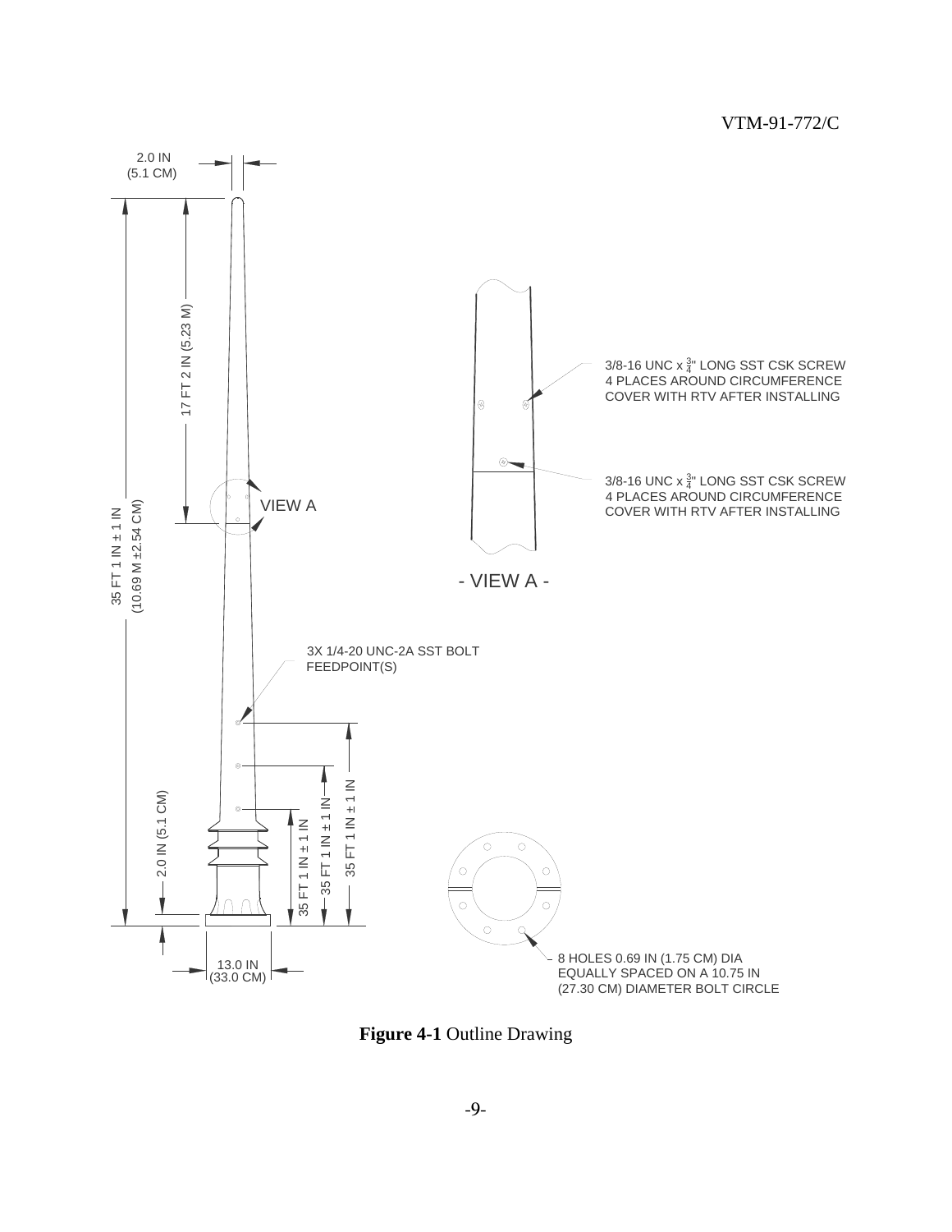2.0 IN (5.1 CM)

17 FT 2 IN (5.23 M)

35 FT 1 IN ± 1 IN (10.69 M ±2.54 CM)

VIEW A

3/8-16 UNC x ¾" LONG SST CSK SCREW
4 PLACES AROUND CIRCUMFERENCE
COVER WITH RTV AFTER INSTALLING

3/8-16 UNC x ¾" LONG SST CSK SCREW
4 PLACES AROUND CIRCUMFERENCE
COVER WITH RTV AFTER INSTALLING

- VIEW A -

3X 1/4-20 UNC-2A SST BOLT
FEEDPOINT(S)

35 FT 1 IN ± 1 IN

35 FT 1 IN ± 1 IN

35 FT 1 IN ± 1 IN

2.0 IN (5.1 CM)

13.0 IN (33.0 CM)

8 HOLES 0.69 IN (1.75 CM) DIA
EQUALLY SPACED ON A 10.75 IN
(27.30 CM) DIAMETER BOLT CIRCLE

**Figure 4-1** Outline Drawing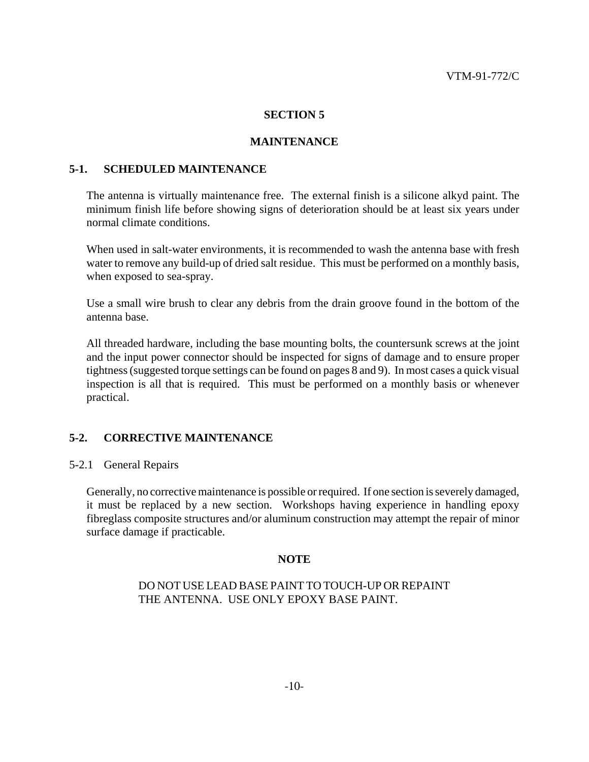# SECTION 5

# MAINTENANCE

## 5-1. SCHEDULED MAINTENANCE

The antenna is virtually maintenance free. The external finish is a silicone alkyd paint. The minimum finish life before showing signs of deterioration should be at least six years under normal climate conditions.

When used in salt-water environments, it is recommended to wash the antenna base with fresh water to remove any build-up of dried salt residue. This must be performed on a monthly basis, when exposed to sea-spray.

Use a small wire brush to clear any debris from the drain groove found in the bottom of the antenna base.

All threaded hardware, including the base mounting bolts, the countersunk screws at the joint and the input power connector should be inspected for signs of damage and to ensure proper tightness (suggested torque settings can be found on pages 8 and 9). In most cases a quick visual inspection is all that is required. This must be performed on a monthly basis or whenever practical.

## 5-2. CORRECTIVE MAINTENANCE

### 5-2.1 General Repairs

Generally, no corrective maintenance is possible or required. If one section is severely damaged, it must be replaced by a new section. Workshops having experience in handling epoxy fibreglass composite structures and/or aluminum construction may attempt the repair of minor surface damage if practicable.

**NOTE**

DO NOT USE LEAD BASE PAINT TO TOUCH-UP OR REPAINT THE ANTENNA. USE ONLY EPOXY BASE PAINT.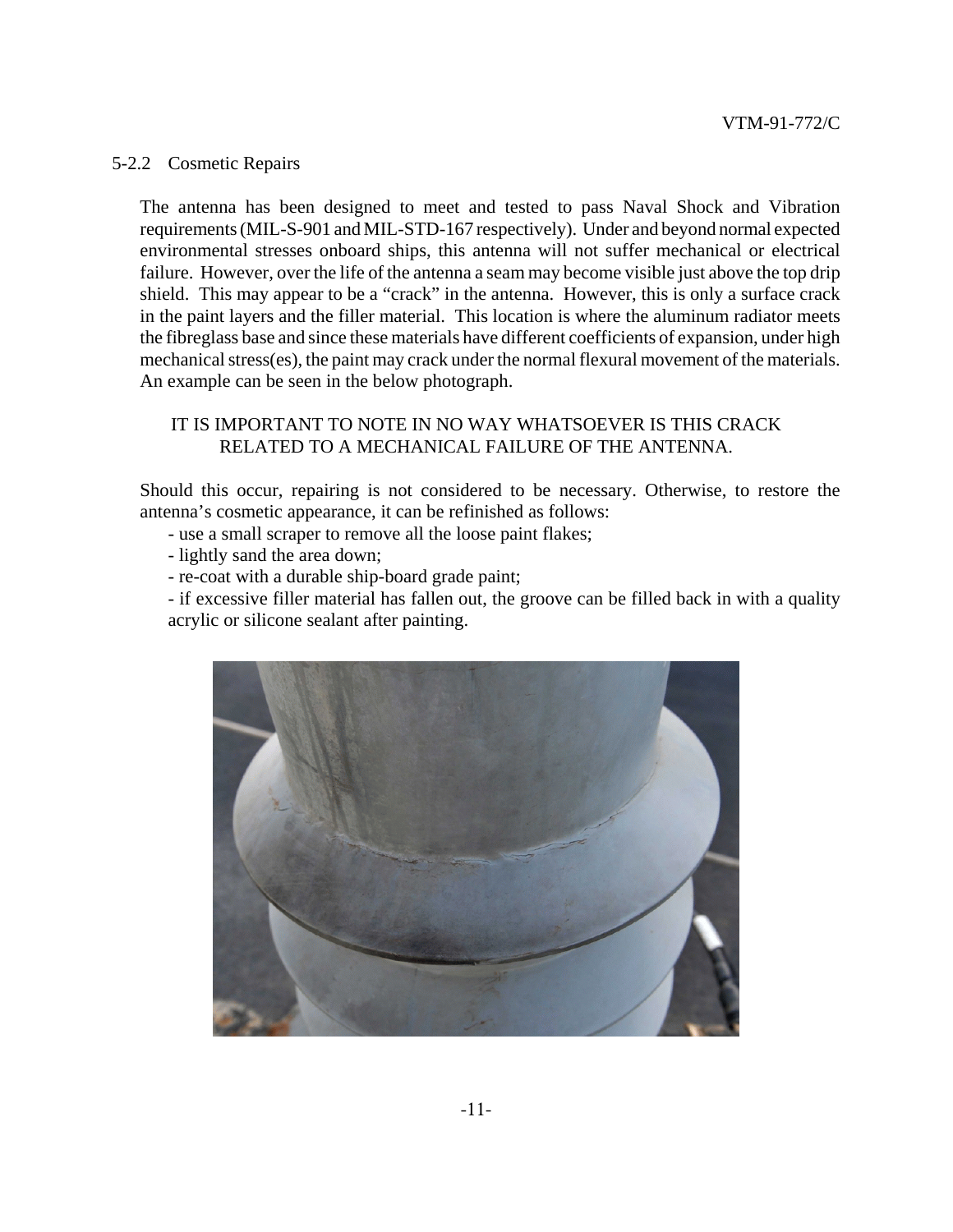## 5-2.2 Cosmetic Repairs

The antenna has been designed to meet and tested to pass Naval Shock and Vibration requirements (MIL-S-901 and MIL-STD-167 respectively). Under and beyond normal expected environmental stresses onboard ships, this antenna will not suffer mechanical or electrical failure. However, over the life of the antenna a seam may become visible just above the top drip shield. This may appear to be a "crack" in the antenna. However, this is only a surface crack in the paint layers and the filler material. This location is where the aluminum radiator meets the fibreglass base and since these materials have different coefficients of expansion, under high mechanical stress(es), the paint may crack under the normal flexural movement of the materials. An example can be seen in the below photograph.

IT IS IMPORTANT TO NOTE IN NO WAY WHATSOEVER IS THIS CRACK RELATED TO A MECHANICAL FAILURE OF THE ANTENNA.

Should this occur, repairing is not considered to be necessary. Otherwise, to restore the antenna's cosmetic appearance, it can be refinished as follows:

- use a small scraper to remove all the loose paint flakes;
- lightly sand the area down;
- re-coat with a durable ship-board grade paint;
- if excessive filler material has fallen out, the groove can be filled back in with a quality acrylic or silicone sealant after painting.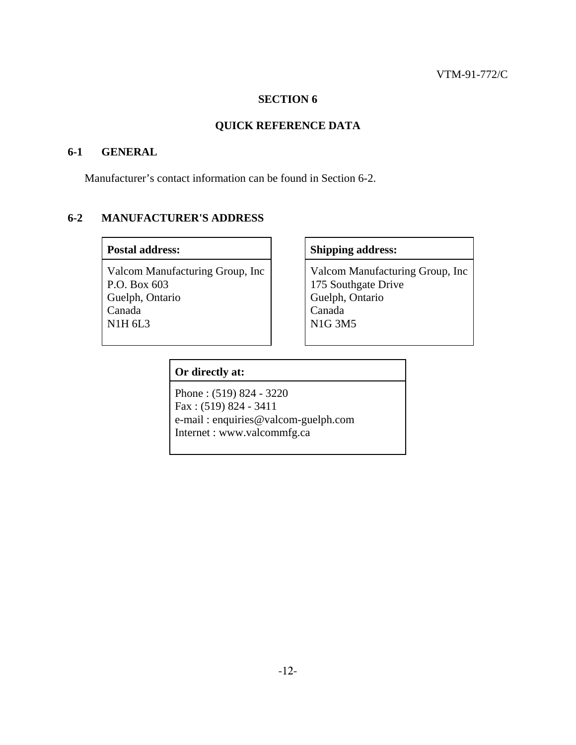# SECTION 6

## QUICK REFERENCE DATA

### 6-1 GENERAL

Manufacturer's contact information can be found in Section 6-2.

### 6-2 MANUFACTURER'S ADDRESS

| Postal address: | Shipping address: |
|---|---|
| Valcom Manufacturing Group, Inc<br>P.O. Box 603<br>Guelph, Ontario<br>Canada<br>N1H 6L3 | Valcom Manufacturing Group, Inc<br>175 Southgate Drive<br>Guelph, Ontario<br>Canada<br>N1G 3M5 |

| Or directly at: |
|---|
| Phone : (519) 824 - 3220<br>Fax : (519) 824 - 3411<br>e-mail : enquiries@valcom-guelph.com<br>Internet : www.valcommfg.ca |